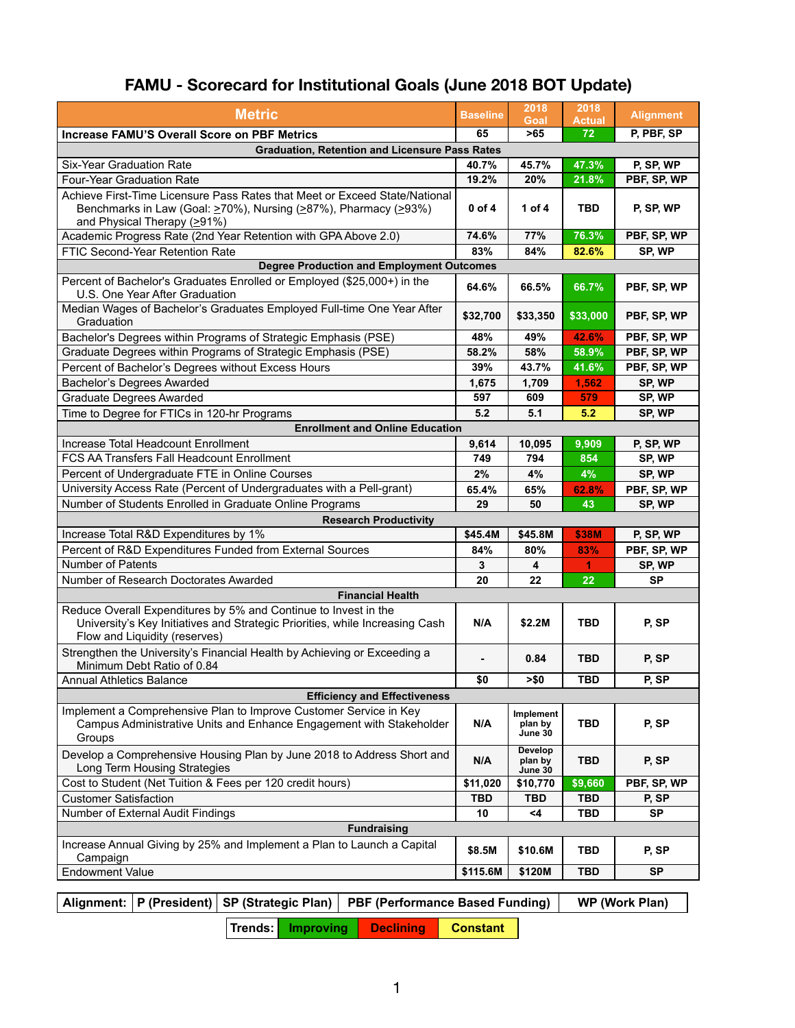# FAMU - Scorecard for Institutional Goals (June 2018 BOT Update)

| Metric | Baseline | 2018 Goal | 2018 Actual | Alignment |
|---|---|---|---|---|
| **Increase FAMU'S Overall Score on PBF Metrics** | 65 | >65 | 72 | P, PBF, SP |
| **Graduation, Retention and Licensure Pass Rates** | | | | |
| Six-Year Graduation Rate | 40.7% | 45.7% | 47.3% | P, SP, WP |
| Four-Year Graduation Rate | 19.2% | 20% | 21.8% | PBF, SP, WP |
| Achieve First-Time Licensure Pass Rates that Meet or Exceed State/National Benchmarks in Law (Goal: ≥70%), Nursing (≥87%), Pharmacy (≥93%) and Physical Therapy (≥91%) | 0 of 4 | 1 of 4 | TBD | P, SP, WP |
| Academic Progress Rate (2nd Year Retention with GPA Above 2.0) | 74.6% | 77% | 76.3% | PBF, SP, WP |
| FTIC Second-Year Retention Rate | 83% | 84% | 82.6% | SP, WP |
| **Degree Production and Employment Outcomes** | | | | |
| Percent of Bachelor's Graduates Enrolled or Employed ($25,000+) in the U.S. One Year After Graduation | 64.6% | 66.5% | 66.7% | PBF, SP, WP |
| Median Wages of Bachelor's Graduates Employed Full-time One Year After Graduation | $32,700 | $33,350 | $33,000 | PBF, SP, WP |
| Bachelor's Degrees within Programs of Strategic Emphasis (PSE) | 48% | 49% | 42.6% | PBF, SP, WP |
| Graduate Degrees within Programs of Strategic Emphasis (PSE) | 58.2% | 58% | 58.9% | PBF, SP, WP |
| Percent of Bachelor's Degrees without Excess Hours | 39% | 43.7% | 41.6% | PBF, SP, WP |
| Bachelor's Degrees Awarded | 1,675 | 1,709 | 1,562 | SP, WP |
| Graduate Degrees Awarded | 597 | 609 | 579 | SP, WP |
| Time to Degree for FTICs in 120-hr Programs | 5.2 | 5.1 | 5.2 | SP, WP |
| **Enrollment and Online Education** | | | | |
| Increase Total Headcount Enrollment | 9,614 | 10,095 | 9,909 | P, SP, WP |
| FCS AA Transfers Fall Headcount Enrollment | 749 | 794 | 854 | SP, WP |
| Percent of Undergraduate FTE in Online Courses | 2% | 4% | 4% | SP, WP |
| University Access Rate (Percent of Undergraduates with a Pell-grant) | 65.4% | 65% | 62.8% | PBF, SP, WP |
| Number of Students Enrolled in Graduate Online Programs | 29 | 50 | 43 | SP, WP |
| **Research Productivity** | | | | |
| Increase Total R&D Expenditures by 1% | $45.4M | $45.8M | $38M | P, SP, WP |
| Percent of R&D Expenditures Funded from External Sources | 84% | 80% | 83% | PBF, SP, WP |
| Number of Patents | 3 | 4 | 1 | SP, WP |
| Number of Research Doctorates Awarded | 20 | 22 | 22 | SP |
| **Financial Health** | | | | |
| Reduce Overall Expenditures by 5% and Continue to Invest in the University's Key Initiatives and Strategic Priorities, while Increasing Cash Flow and Liquidity (reserves) | N/A | $2.2M | TBD | P, SP |
| Strengthen the University's Financial Health by Achieving or Exceeding a Minimum Debt Ratio of 0.84 | - | 0.84 | TBD | P, SP |
| Annual Athletics Balance | $0 | >$0 | TBD | P, SP |
| **Efficiency and Effectiveness** | | | | |
| Implement a Comprehensive Plan to Improve Customer Service in Key Campus Administrative Units and Enhance Engagement with Stakeholder Groups | N/A | Implement plan by June 30 | TBD | P, SP |
| Develop a Comprehensive Housing Plan by June 2018 to Address Short and Long Term Housing Strategies | N/A | Develop plan by June 30 | TBD | P, SP |
| Cost to Student (Net Tuition & Fees per 120 credit hours) | $11,020 | $10,770 | $9,660 | PBF, SP, WP |
| Customer Satisfaction | TBD | TBD | TBD | P, SP |
| Number of External Audit Findings | 10 | <4 | TBD | SP |
| **Fundraising** | | | | |
| Increase Annual Giving by 25% and Implement a Plan to Launch a Capital Campaign | $8.5M | $10.6M | TBD | P, SP |
| Endowment Value | $115.6M | $120M | TBD | SP |

| Alignment: | P (President) | SP (Strategic Plan) | PBF (Performance Based Funding) | WP (Work Plan) |
|---|---|---|---|---|

| Trends: | Improving | Declining | Constant |
|---|---|---|---|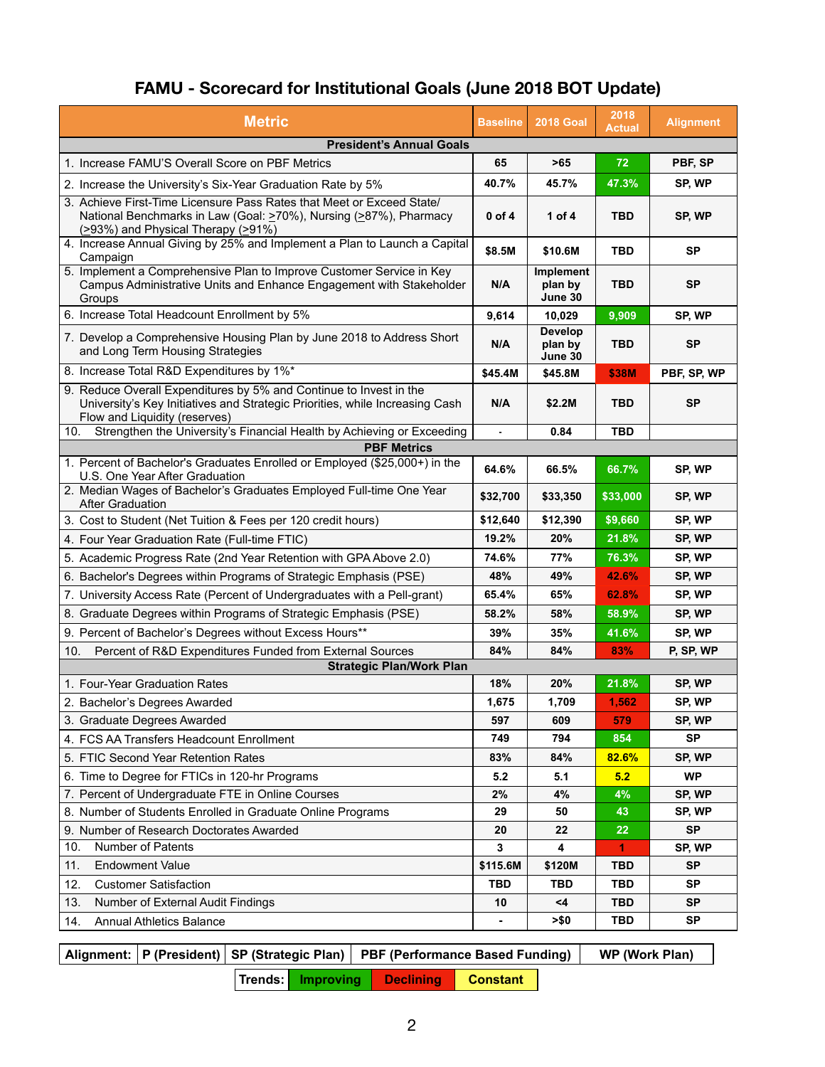# FAMU - Scorecard for Institutional Goals (June 2018 BOT Update)

| Metric | Baseline | 2018 Goal | 2018 Actual | Alignment |
|---|---|---|---|---|
| **President's Annual Goals** | | | | |
| 1. Increase FAMU'S Overall Score on PBF Metrics | 65 | >65 | 72 | PBF, SP |
| 2. Increase the University's Six-Year Graduation Rate by 5% | 40.7% | 45.7% | 47.3% | SP, WP |
| 3. Achieve First-Time Licensure Pass Rates that Meet or Exceed State/ National Benchmarks in Law (Goal: >70%), Nursing (>87%), Pharmacy (>93%) and Physical Therapy (>91%) | 0 of 4 | 1 of 4 | TBD | SP, WP |
| 4. Increase Annual Giving by 25% and Implement a Plan to Launch a Capital Campaign | $8.5M | $10.6M | TBD | SP |
| 5. Implement a Comprehensive Plan to Improve Customer Service in Key Campus Administrative Units and Enhance Engagement with Stakeholder Groups | N/A | Implement plan by June 30 | TBD | SP |
| 6. Increase Total Headcount Enrollment by 5% | 9,614 | 10,029 | 9,909 | SP, WP |
| 7. Develop a Comprehensive Housing Plan by June 2018 to Address Short and Long Term Housing Strategies | N/A | Develop plan by June 30 | TBD | SP |
| 8. Increase Total R&D Expenditures by 1%* | $45.4M | $45.8M | $38M | PBF, SP, WP |
| 9. Reduce Overall Expenditures by 5% and Continue to Invest in the University's Key Initiatives and Strategic Priorities, while Increasing Cash Flow and Liquidity (reserves) | N/A | $2.2M | TBD | SP |
| 10. Strengthen the University's Financial Health by Achieving or Exceeding | - | 0.84 | TBD | |
| **PBF Metrics** | | | | |
| 1. Percent of Bachelor's Graduates Enrolled or Employed ($25,000+) in the U.S. One Year After Graduation | 64.6% | 66.5% | 66.7% | SP, WP |
| 2. Median Wages of Bachelor's Graduates Employed Full-time One Year After Graduation | $32,700 | $33,350 | $33,000 | SP, WP |
| 3. Cost to Student (Net Tuition & Fees per 120 credit hours) | $12,640 | $12,390 | $9,660 | SP, WP |
| 4. Four Year Graduation Rate (Full-time FTIC) | 19.2% | 20% | 21.8% | SP, WP |
| 5. Academic Progress Rate (2nd Year Retention with GPA Above 2.0) | 74.6% | 77% | 76.3% | SP, WP |
| 6. Bachelor's Degrees within Programs of Strategic Emphasis (PSE) | 48% | 49% | 42.6% | SP, WP |
| 7. University Access Rate (Percent of Undergraduates with a Pell-grant) | 65.4% | 65% | 62.8% | SP, WP |
| 8. Graduate Degrees within Programs of Strategic Emphasis (PSE) | 58.2% | 58% | 58.9% | SP, WP |
| 9. Percent of Bachelor's Degrees without Excess Hours** | 39% | 35% | 41.6% | SP, WP |
| 10. Percent of R&D Expenditures Funded from External Sources | 84% | 84% | 83% | P, SP, WP |
| **Strategic Plan/Work Plan** | | | | |
| 1. Four-Year Graduation Rates | 18% | 20% | 21.8% | SP, WP |
| 2. Bachelor's Degrees Awarded | 1,675 | 1,709 | 1,562 | SP, WP |
| 3. Graduate Degrees Awarded | 597 | 609 | 579 | SP, WP |
| 4. FCS AA Transfers Headcount Enrollment | 749 | 794 | 854 | SP |
| 5. FTIC Second Year Retention Rates | 83% | 84% | 82.6% | SP, WP |
| 6. Time to Degree for FTICs in 120-hr Programs | 5.2 | 5.1 | 5.2 | WP |
| 7. Percent of Undergraduate FTE in Online Courses | 2% | 4% | 4% | SP, WP |
| 8. Number of Students Enrolled in Graduate Online Programs | 29 | 50 | 43 | SP, WP |
| 9. Number of Research Doctorates Awarded | 20 | 22 | 22 | SP |
| 10. Number of Patents | 3 | 4 | 1 | SP, WP |
| 11. Endowment Value | $115.6M | $120M | TBD | SP |
| 12. Customer Satisfaction | TBD | TBD | TBD | SP |
| 13. Number of External Audit Findings | 10 | <4 | TBD | SP |
| 14. Annual Athletics Balance | - | >$0 | TBD | SP |

| Alignment: | P (President) | SP (Strategic Plan) | PBF (Performance Based Funding) | WP (Work Plan) |
|---|---|---|---|---|

| Trends: | Improving | Declining | Constant |
|---|---|---|---|